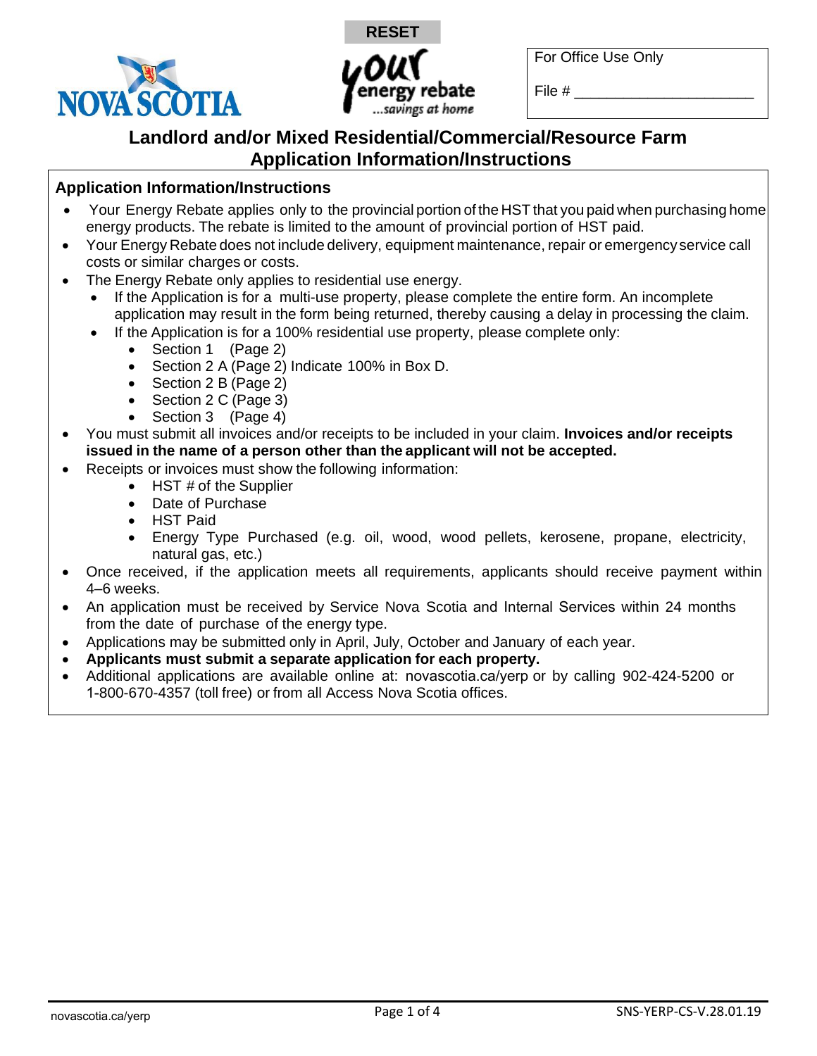RESET

For Office Use Only

File # ______________________

# Landlord and/or Mixed Residential/Commercial/Resource Farm Application Information/Instructions

## Application Information/Instructions

- Your Energy Rebate applies only to the provincial portion of the HST that you paid when purchasing home energy products. The rebate is limited to the amount of provincial portion of HST paid.
- Your Energy Rebate does not include delivery, equipment maintenance, repair or emergency service call costs or similar charges or costs.
- The Energy Rebate only applies to residential use energy.
  - If the Application is for a multi-use property, please complete the entire form. An incomplete application may result in the form being returned, thereby causing a delay in processing the claim.
  - If the Application is for a 100% residential use property, please complete only:
    - Section 1 (Page 2)
    - Section 2 A (Page 2) Indicate 100% in Box D.
    - Section 2 B (Page 2)
    - Section 2 C (Page 3)
    - Section 3 (Page 4)
- You must submit all invoices and/or receipts to be included in your claim. **Invoices and/or receipts issued in the name of a person other than the applicant will not be accepted.**
- Receipts or invoices must show the following information:
  - HST # of the Supplier
  - Date of Purchase
  - HST Paid
  - Energy Type Purchased (e.g. oil, wood, wood pellets, kerosene, propane, electricity, natural gas, etc.)
- Once received, if the application meets all requirements, applicants should receive payment within 4–6 weeks.
- An application must be received by Service Nova Scotia and Internal Services within 24 months from the date of purchase of the energy type.
- Applications may be submitted only in April, July, October and January of each year.
- **Applicants must submit a separate application for each property.**
- Additional applications are available online at: novascotia.ca/yerp or by calling 902-424-5200 or 1-800-670-4357 (toll free) or from all Access Nova Scotia offices.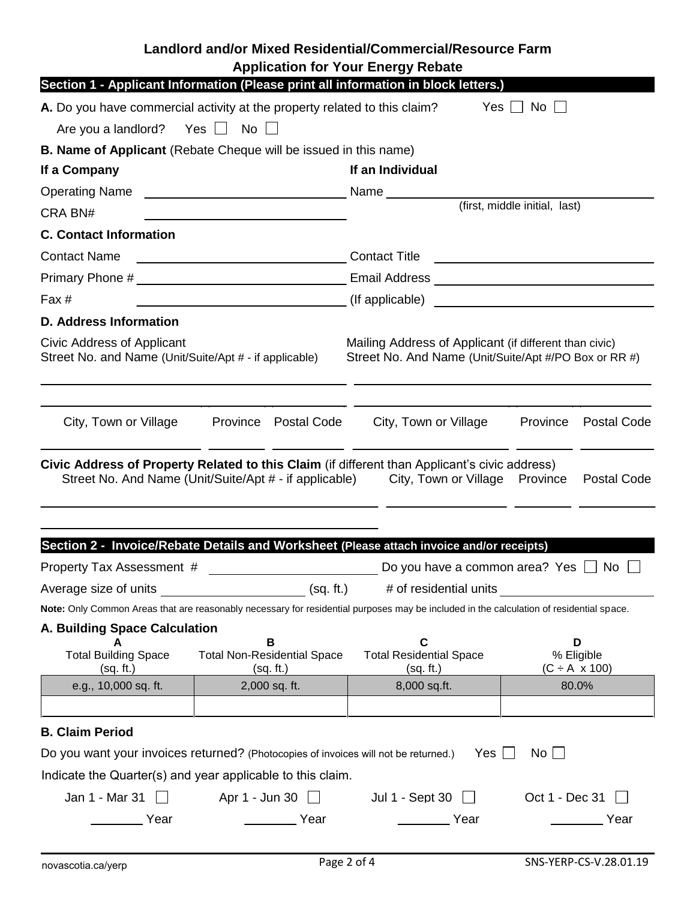# Landlord and/or Mixed Residential/Commercial/Resource Farm Application for Your Energy Rebate

## Section 1 - Applicant Information (Please print all information in block letters.)

**A.** Do you have commercial activity at the property related to this claim? Yes ☐ No ☐

Are you a landlord? Yes ☐ No ☐

**B. Name of Applicant** (Rebate Cheque will be issued in this name)

**If a Company**

Operating Name ______________________________

CRA BN# ______________________________

**If an Individual**

Name ______________________________ (first, middle initial, last)

**C. Contact Information**

Contact Name ______________________________ Contact Title ______________________________

Primary Phone # ______________________________ Email Address ______________________________

Fax # ______________________________ (If applicable) ______________________________

**D. Address Information**

Civic Address of Applicant
Street No. and Name (Unit/Suite/Apt # - if applicable)

______________________________

______________________________

City, Town or Village ____________ Province ____________ Postal Code ____________

Mailing Address of Applicant (if different than civic)
Street No. And Name (Unit/Suite/Apt #/PO Box or RR #)

______________________________

______________________________

City, Town or Village ____________ Province ____________ Postal Code ____________

**Civic Address of Property Related to this Claim** (if different than Applicant's civic address)

Street No. And Name (Unit/Suite/Apt # - if applicable) ____________ City, Town or Village ____________ Province ____________ Postal Code ____________

______________________________

## Section 2 - Invoice/Rebate Details and Worksheet (Please attach invoice and/or receipts)

Property Tax Assessment # ______________________________ Do you have a common area? Yes ☐ No ☐

Average size of units ____________ (sq. ft.) # of residential units ____________

**Note:** Only Common Areas that are reasonably necessary for residential purposes may be included in the calculation of residential space.

**A. Building Space Calculation**

| A<br>Total Building Space<br>(sq. ft.) | B<br>Total Non-Residential Space<br>(sq. ft.) | C<br>Total Residential Space<br>(sq. ft.) | D<br>% Eligible<br>($C \div A \times 100$) |
|---|---|---|---|
| e.g., 10,000 sq. ft. | 2,000 sq. ft. | 8,000 sq.ft. | 80.0% |
| | | | |

**B. Claim Period**

Do you want your invoices returned? (Photocopies of invoices will not be returned.) Yes ☐ No ☐

Indicate the Quarter(s) and year applicable to this claim.

| Jan 1 - Mar 31 ☐ | Apr 1 - Jun 30 ☐ | Jul 1 - Sept 30 ☐ | Oct 1 - Dec 31 ☐ |
|---|---|---|---|
| ________ Year | ________ Year | ________ Year | ________ Year |

novascotia.ca/yerp SNS-YERP-CS-V.28.01.19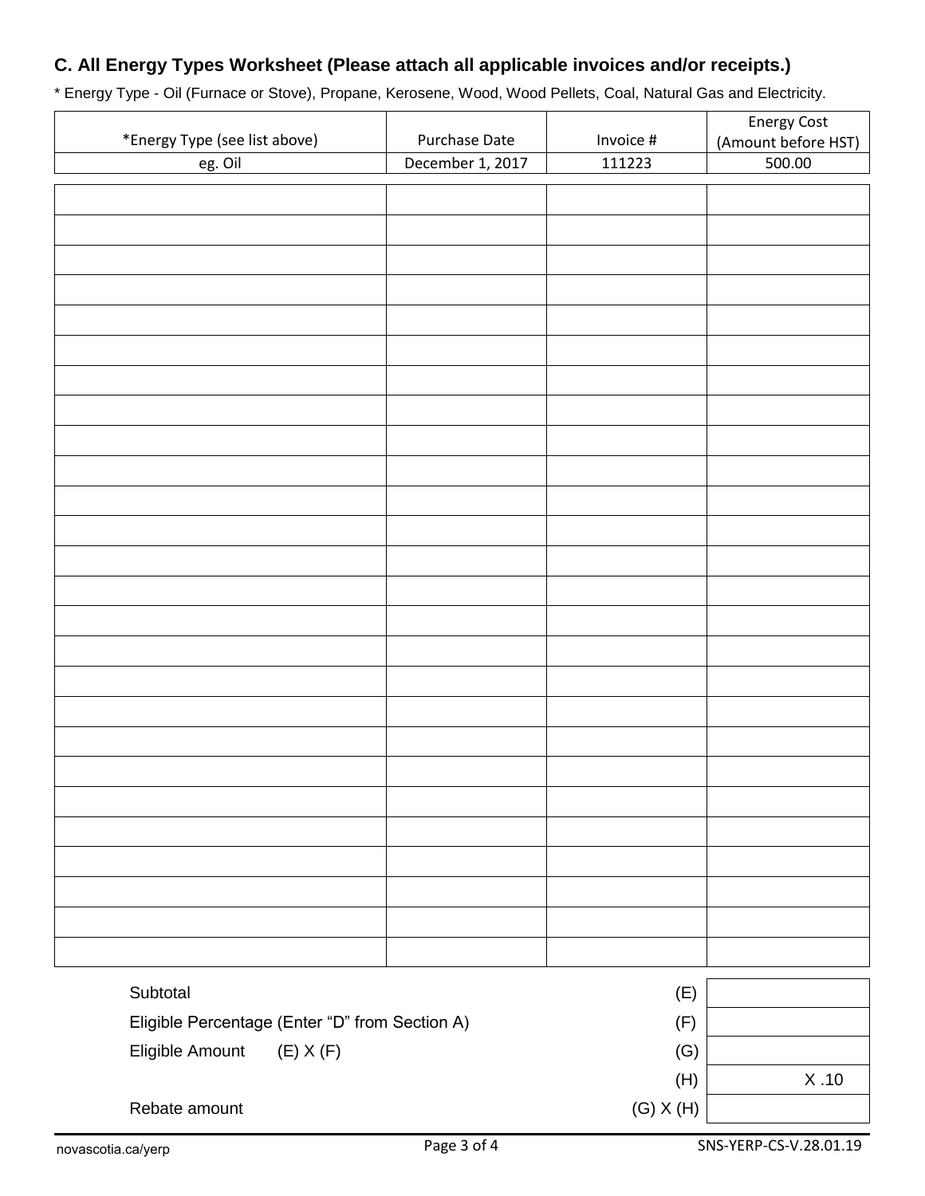## C. All Energy Types Worksheet (Please attach all applicable invoices and/or receipts.)

* Energy Type - Oil (Furnace or Stove), Propane, Kerosene, Wood, Wood Pellets, Coal, Natural Gas and Electricity.

| *Energy Type (see list above) | Purchase Date | Invoice # | Energy Cost (Amount before HST) |
|---|---|---|---|
| eg. Oil | December 1, 2017 | 111223 | 500.00 |
| | | | |
| | | | |
| | | | |
| | | | |
| | | | |
| | | | |
| | | | |
| | | | |
| | | | |
| | | | |
| | | | |
| | | | |
| | | | |
| | | | |
| | | | |
| | | | |
| | | | |
| | | | |
| | | | |
| | | | |
| | | | |
| | | | |
| | | | |
| | | | |
| | | | |
| | | | |

| | | |
|---|---|---|
| Subtotal | (E) | |
| Eligible Percentage (Enter "D" from Section A) | (F) | |
| Eligible Amount (E) X (F) | (G) | |
| | (H) | X .10 |
| Rebate amount | (G) X (H) | |

novascotia.ca/yerp

SNS-YERP-CS-V.28.01.19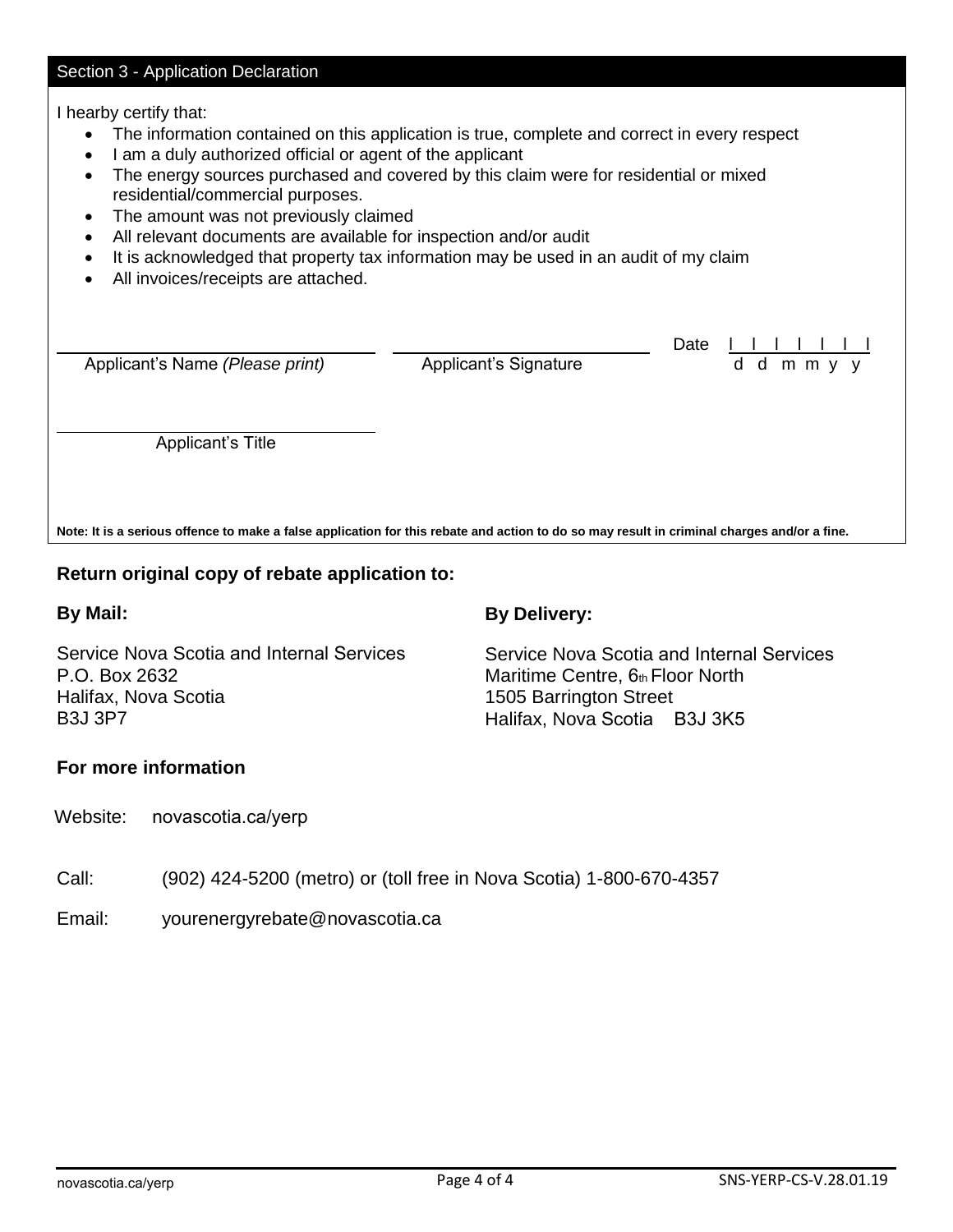## Section 3 - Application Declaration

I hearby certify that:

- The information contained on this application is true, complete and correct in every respect
- I am a duly authorized official or agent of the applicant
- The energy sources purchased and covered by this claim were for residential or mixed residential/commercial purposes.
- The amount was not previously claimed
- All relevant documents are available for inspection and/or audit
- It is acknowledged that property tax information may be used in an audit of my claim
- All invoices/receipts are attached.

| | | |
|---|---|---|
| ______________________ | ______________________ | Date \_\_\|\_\_\|\_\_\|\_\_\|\_\_\|\_\_ |
| Applicant's Name *(Please print)* | Applicant's Signature | d d m m y y |

______________________

Applicant's Title

**Note: It is a serious offence to make a false application for this rebate and action to do so may result in criminal charges and/or a fine.**

### Return original copy of rebate application to:

**By Mail:**

Service Nova Scotia and Internal Services
P.O. Box 2632
Halifax, Nova Scotia
B3J 3P7

**By Delivery:**

Service Nova Scotia and Internal Services
Maritime Centre, 6th Floor North
1505 Barrington Street
Halifax, Nova Scotia B3J 3K5

### For more information

Website: novascotia.ca/yerp

Call: (902) 424-5200 (metro) or (toll free in Nova Scotia) 1-800-670-4357

Email: yourenergyrebate@novascotia.ca

SNS-YERP-CS-V.28.01.19